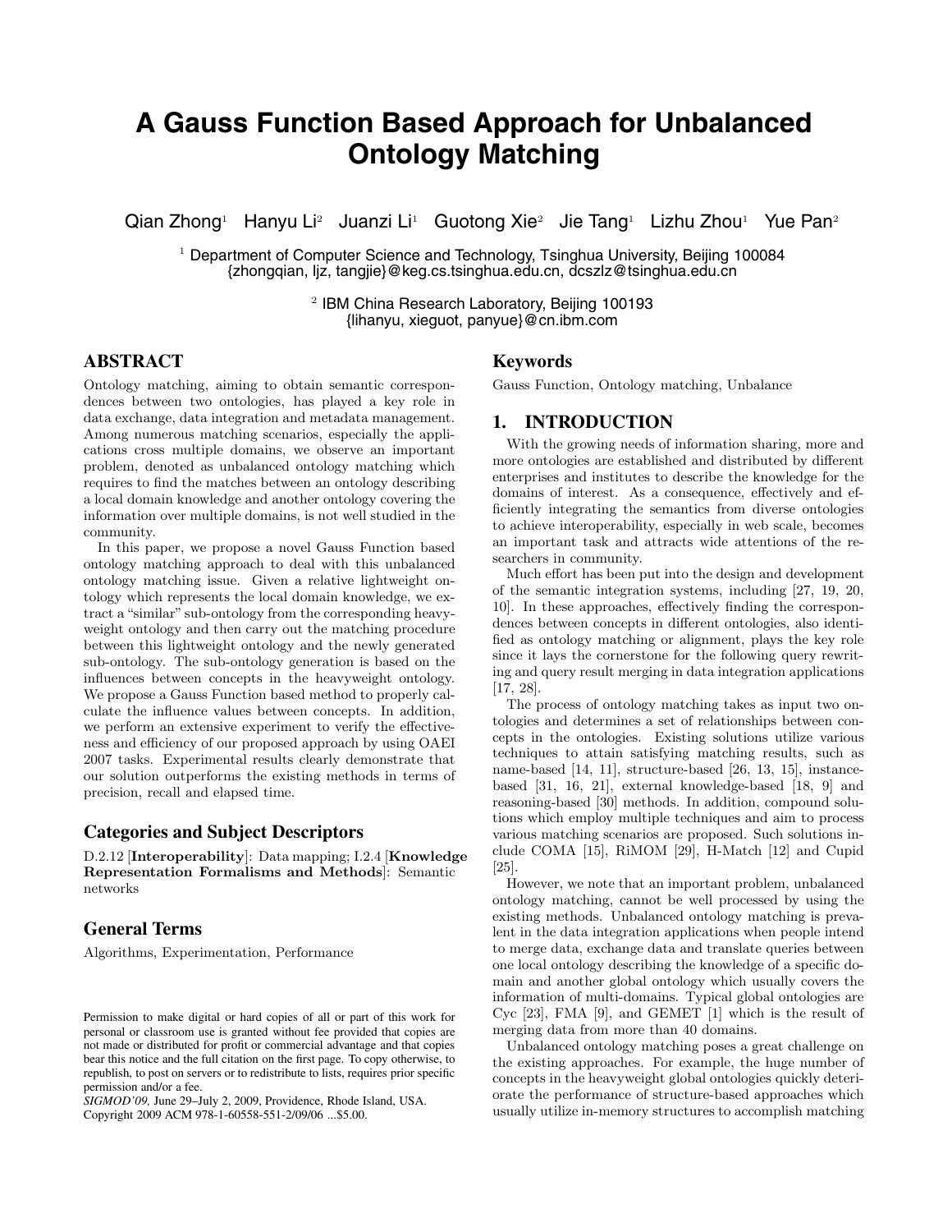# A Gauss Function Based Approach for Unbalanced Ontology Matching

Qian Zhong[1] Hanyu Li[2] Juanzi Li[1] Guotong Xie[2] Jie Tang[1] Lizhu Zhou[1] Yue Pan[2]

[1] Department of Computer Science and Technology, Tsinghua University, Beijing 100084
{zhongqian, ljz, tangjie}@keg.cs.tsinghua.edu.cn, dcszlz@tsinghua.edu.cn

[2] IBM China Research Laboratory, Beijing 100193
{lihanyu, xieguot, panyue}@cn.ibm.com

## ABSTRACT

Ontology matching, aiming to obtain semantic correspondences between two ontologies, has played a key role in data exchange, data integration and metadata management. Among numerous matching scenarios, especially the applications cross multiple domains, we observe an important problem, denoted as unbalanced ontology matching which requires to find the matches between an ontology describing a local domain knowledge and another ontology covering the information over multiple domains, is not well studied in the community.

In this paper, we propose a novel Gauss Function based ontology matching approach to deal with this unbalanced ontology matching issue. Given a relative lightweight ontology which represents the local domain knowledge, we extract a "similar" sub-ontology from the corresponding heavyweight ontology and then carry out the matching procedure between this lightweight ontology and the newly generated sub-ontology. The sub-ontology generation is based on the influences between concepts in the heavyweight ontology. We propose a Gauss Function based method to properly calculate the influence values between concepts. In addition, we perform an extensive experiment to verify the effectiveness and efficiency of our proposed approach by using OAEI 2007 tasks. Experimental results clearly demonstrate that our solution outperforms the existing methods in terms of precision, recall and elapsed time.

### Categories and Subject Descriptors

D.2.12 [**Interoperability**]: Data mapping; I.2.4 [**Knowledge Representation Formalisms and Methods**]: Semantic networks

### General Terms

Algorithms, Experimentation, Performance

Permission to make digital or hard copies of all or part of this work for personal or classroom use is granted without fee provided that copies are not made or distributed for profit or commercial advantage and that copies bear this notice and the full citation on the first page. To copy otherwise, to republish, to post on servers or to redistribute to lists, requires prior specific permission and/or a fee.
*SIGMOD'09,* June 29–July 2, 2009, Providence, Rhode Island, USA.
Copyright 2009 ACM 978-1-60558-551-2/09/06 ...$5.00.

### Keywords

Gauss Function, Ontology matching, Unbalance

## 1. INTRODUCTION

With the growing needs of information sharing, more and more ontologies are established and distributed by different enterprises and institutes to describe the knowledge for the domains of interest. As a consequence, effectively and efficiently integrating the semantics from diverse ontologies to achieve interoperability, especially in web scale, becomes an important task and attracts wide attentions of the researchers in community.

Much effort has been put into the design and development of the semantic integration systems, including [27, 19, 20, 10]. In these approaches, effectively finding the correspondences between concepts in different ontologies, also identified as ontology matching or alignment, plays the key role since it lays the cornerstone for the following query rewriting and query result merging in data integration applications [17, 28].

The process of ontology matching takes as input two ontologies and determines a set of relationships between concepts in the ontologies. Existing solutions utilize various techniques to attain satisfying matching results, such as name-based [14, 11], structure-based [26, 13, 15], instance-based [31, 16, 21], external knowledge-based [18, 9] and reasoning-based [30] methods. In addition, compound solutions which employ multiple techniques and aim to process various matching scenarios are proposed. Such solutions include COMA [15], RiMOM [29], H-Match [12] and Cupid [25].

However, we note that an important problem, unbalanced ontology matching, cannot be well processed by using the existing methods. Unbalanced ontology matching is prevalent in the data integration applications when people intend to merge data, exchange data and translate queries between one local ontology describing the knowledge of a specific domain and another global ontology which usually covers the information of multi-domains. Typical global ontologies are Cyc [23], FMA [9], and GEMET [1] which is the result of merging data from more than 40 domains.

Unbalanced ontology matching poses a great challenge on the existing approaches. For example, the huge number of concepts in the heavyweight global ontologies quickly deteriorate the performance of structure-based approaches which usually utilize in-memory structures to accomplish matching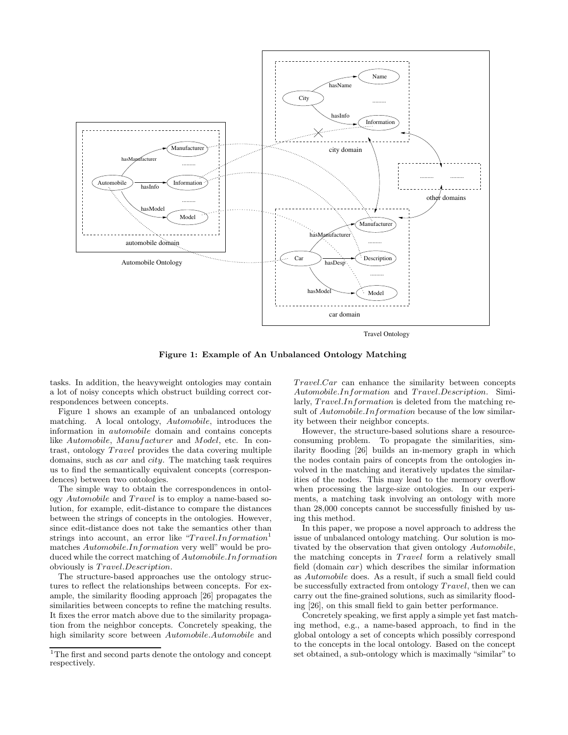**Figure 1: Example of An Unbalanced Ontology Matching**

tasks. In addition, the heavyweight ontologies may contain a lot of noisy concepts which obstruct building correct correspondences between concepts.

Figure 1 shows an example of an unbalanced ontology matching. A local ontology, *Automobile*, introduces the information in *automobile* domain and contains concepts like *Automobile*, *Manufacturer* and *Model*, etc. In contrast, ontology *Travel* provides the data covering multiple domains, such as *car* and *city*. The matching task requires us to find the semantically equivalent concepts (correspondences) between two ontologies.

The simple way to obtain the correspondences in ontology *Automobile* and *Travel* is to employ a name-based solution, for example, edit-distance to compare the distances between the strings of concepts in the ontologies. However, since edit-distance does not take the semantics other than strings into account, an error like "*Travel.Information*[1] matches *Automobile.Information* very well" would be produced while the correct matching of *Automobile.Information* obviously is *Travel.Description*.

The structure-based approaches use the ontology structures to reflect the relationships between concepts. For example, the similarity flooding approach [26] propagates the similarities between concepts to refine the matching results. It fixes the error match above due to the similarity propagation from the neighbor concepts. Concretely speaking, the high similarity score between *Automobile.Automobile* and *Travel.Car* can enhance the similarity between concepts *Automobile.Information* and *Travel.Description*. Similarly, *Travel.Information* is deleted from the matching result of *Automobile.Information* because of the low similarity between their neighbor concepts.

However, the structure-based solutions share a resource-consuming problem. To propagate the similarities, similarity flooding [26] builds an in-memory graph in which the nodes contain pairs of concepts from the ontologies involved in the matching and iteratively updates the similarities of the nodes. This may lead to the memory overflow when processing the large-size ontologies. In our experiments, a matching task involving an ontology with more than 28,000 concepts cannot be successfully finished by using this method.

In this paper, we propose a novel approach to address the issue of unbalanced ontology matching. Our solution is motivated by the observation that given ontology *Automobile*, the matching concepts in *Travel* form a relatively small field (domain *car*) which describes the similar information as *Automobile* does. As a result, if such a small field could be successfully extracted from ontology *Travel*, then we can carry out the fine-grained solutions, such as similarity flooding [26], on this small field to gain better performance.

Concretely speaking, we first apply a simple yet fast matching method, e.g., a name-based approach, to find in the global ontology a set of concepts which possibly correspond to the concepts in the local ontology. Based on the concept set obtained, a sub-ontology which is maximally "similar" to

[1] The first and second parts denote the ontology and concept respectively.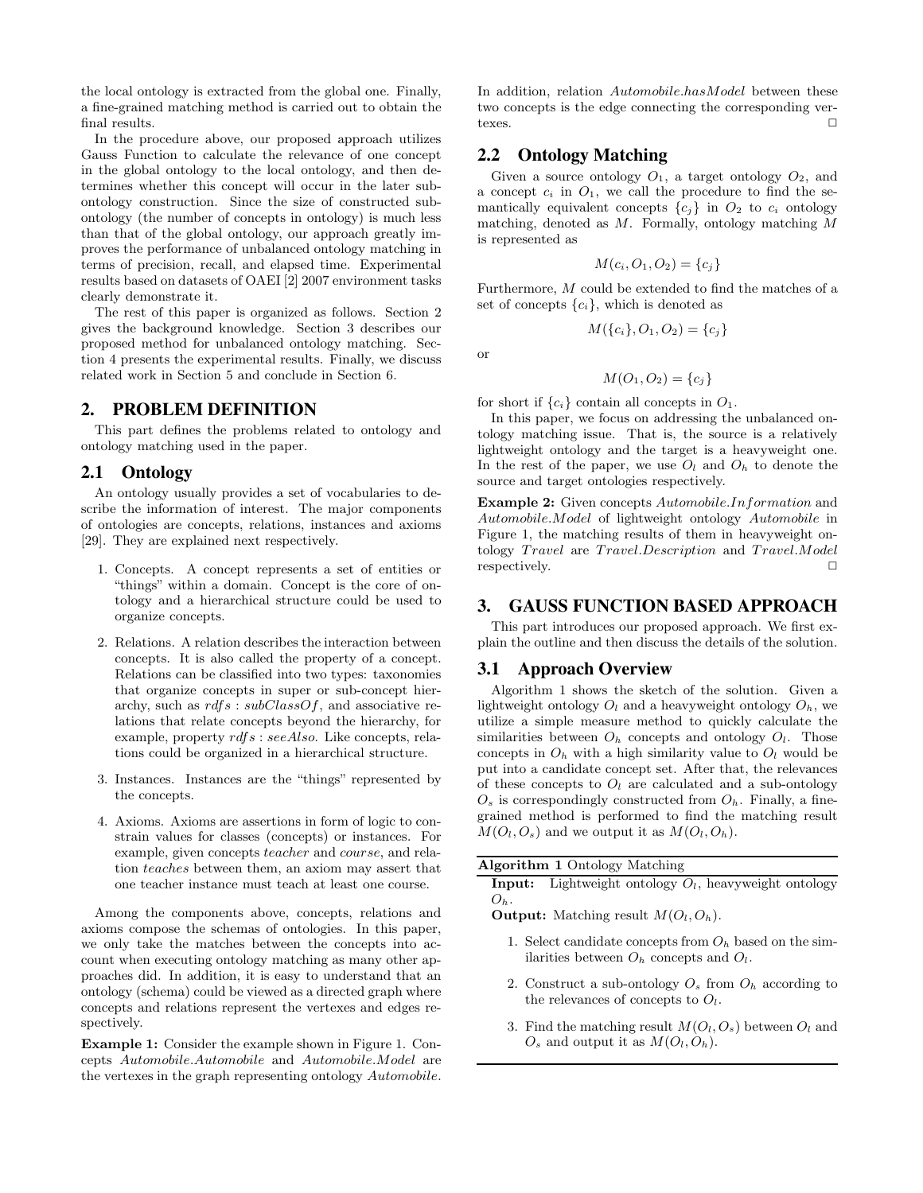the local ontology is extracted from the global one. Finally, a fine-grained matching method is carried out to obtain the final results.

In the procedure above, our proposed approach utilizes Gauss Function to calculate the relevance of one concept in the global ontology to the local ontology, and then determines whether this concept will occur in the later sub-ontology construction. Since the size of constructed sub-ontology (the number of concepts in ontology) is much less than that of the global ontology, our approach greatly improves the performance of unbalanced ontology matching in terms of precision, recall, and elapsed time. Experimental results based on datasets of OAEI [2] 2007 environment tasks clearly demonstrate it.

The rest of this paper is organized as follows. Section 2 gives the background knowledge. Section 3 describes our proposed method for unbalanced ontology matching. Section 4 presents the experimental results. Finally, we discuss related work in Section 5 and conclude in Section 6.

## 2. PROBLEM DEFINITION

This part defines the problems related to ontology and ontology matching used in the paper.

### 2.1 Ontology

An ontology usually provides a set of vocabularies to describe the information of interest. The major components of ontologies are concepts, relations, instances and axioms [29]. They are explained next respectively.

1. Concepts. A concept represents a set of entities or "things" within a domain. Concept is the core of ontology and a hierarchical structure could be used to organize concepts.
2. Relations. A relation describes the interaction between concepts. It is also called the property of a concept. Relations can be classified into two types: taxonomies that organize concepts in super or sub-concept hierarchy, such as $rdfs:subClassOf$, and associative relations that relate concepts beyond the hierarchy, for example, property $rdfs:seeAlso$. Like concepts, relations could be organized in a hierarchical structure.
3. Instances. Instances are the "things" represented by the concepts.
4. Axioms. Axioms are assertions in form of logic to constrain values for classes (concepts) or instances. For example, given concepts *teacher* and *course*, and relation *teaches* between them, an axiom may assert that one teacher instance must teach at least one course.

Among the components above, concepts, relations and axioms compose the schemas of ontologies. In this paper, we only take the matches between the concepts into account when executing ontology matching as many other approaches did. In addition, it is easy to understand that an ontology (schema) could be viewed as a directed graph where concepts and relations represent the vertexes and edges respectively.

**Example 1:** Consider the example shown in Figure 1. Concepts *Automobile.Automobile* and *Automobile.Model* are the vertexes in the graph representing ontology *Automobile*. In addition, relation *Automobile.hasModel* between these two concepts is the edge connecting the corresponding vertexes. □

### 2.2 Ontology Matching

Given a source ontology $O_1$, a target ontology $O_2$, and a concept $c_i$ in $O_1$, we call the procedure to find the semantically equivalent concepts $\{c_j\}$ in $O_2$ to $c_i$ ontology matching, denoted as $M$. Formally, ontology matching $M$ is represented as

$$M(c_i, O_1, O_2) = \{c_j\}$$

Furthermore, $M$ could be extended to find the matches of a set of concepts $\{c_i\}$, which is denoted as

$$M(\{c_i\}, O_1, O_2) = \{c_j\}$$

or

$$M(O_1, O_2) = \{c_j\}$$

for short if $\{c_i\}$ contain all concepts in $O_1$.

In this paper, we focus on addressing the unbalanced ontology matching issue. That is, the source is a relatively lightweight ontology and the target is a heavyweight one. In the rest of the paper, we use $O_l$ and $O_h$ to denote the source and target ontologies respectively.

**Example 2:** Given concepts *Automobile.Information* and *Automobile.Model* of lightweight ontology *Automobile* in Figure 1, the matching results of them in heavyweight ontology *Travel* are *Travel.Description* and *Travel.Model* respectively. □

## 3. GAUSS FUNCTION BASED APPROACH

This part introduces our proposed approach. We first explain the outline and then discuss the details of the solution.

### 3.1 Approach Overview

Algorithm 1 shows the sketch of the solution. Given a lightweight ontology $O_l$ and a heavyweight ontology $O_h$, we utilize a simple measure method to quickly calculate the similarities between $O_h$ concepts and ontology $O_l$. Those concepts in $O_h$ with a high similarity value to $O_l$ would be put into a candidate concept set. After that, the relevances of these concepts to $O_l$ are calculated and a sub-ontology $O_s$ is correspondingly constructed from $O_h$. Finally, a fine-grained method is performed to find the matching result $M(O_l, O_s)$ and we output it as $M(O_l, O_h)$.

**Algorithm 1** Ontology Matching

**Input:** Lightweight ontology $O_l$, heavyweight ontology $O_h$.

**Output:** Matching result $M(O_l, O_h)$.

1. Select candidate concepts from $O_h$ based on the similarities between $O_h$ concepts and $O_l$.
2. Construct a sub-ontology $O_s$ from $O_h$ according to the relevances of concepts to $O_l$.
3. Find the matching result $M(O_l, O_s)$ between $O_l$ and $O_s$ and output it as $M(O_l, O_h)$.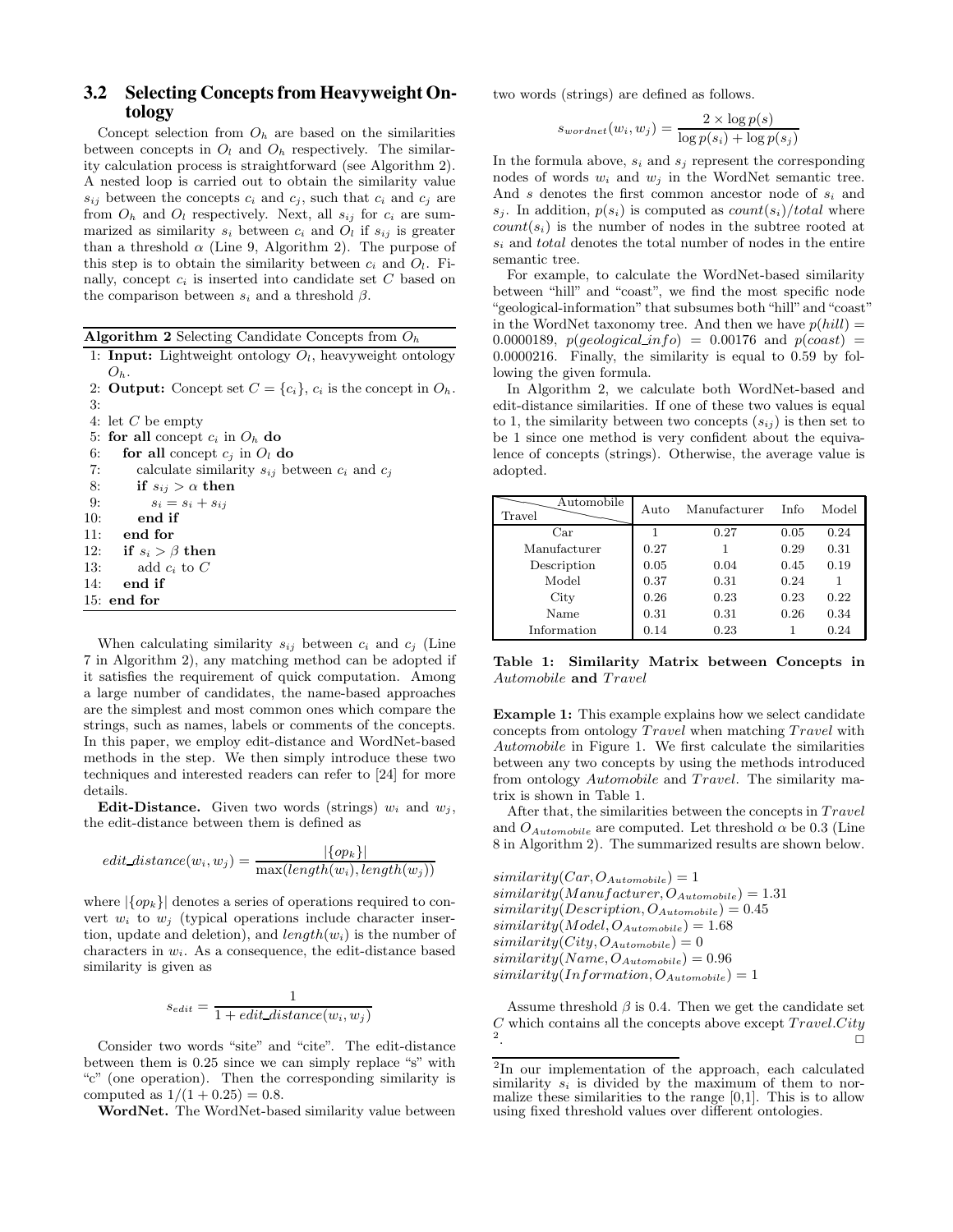### 3.2 Selecting Concepts from Heavyweight Ontology

Concept selection from $O_h$ are based on the similarities between concepts in $O_l$ and $O_h$ respectively. The similarity calculation process is straightforward (see Algorithm 2). A nested loop is carried out to obtain the similarity value $s_{ij}$ between the concepts $c_i$ and $c_j$, such that $c_i$ and $c_j$ are from $O_h$ and $O_l$ respectively. Next, all $s_{ij}$ for $c_i$ are summarized as similarity $s_i$ between $c_i$ and $O_l$ if $s_{ij}$ is greater than a threshold $\alpha$ (Line 9, Algorithm 2). The purpose of this step is to obtain the similarity between $c_i$ and $O_l$. Finally, concept $c_i$ is inserted into candidate set $C$ based on the comparison between $s_i$ and a threshold $\beta$.

**Algorithm 2** Selecting Candidate Concepts from $O_h$

```
1: Input: Lightweight ontology O_l, heavyweight ontology O_h.
2: Output: Concept set C = {c_i}, c_i is the concept in O_h.
3:
4: let C be empty
5: for all concept c_i in O_h do
6:    for all concept c_j in O_l do
7:       calculate similarity s_ij between c_i and c_j
8:       if s_ij > α then
9:          s_i = s_i + s_ij
10:      end if
11:   end for
12:   if s_i > β then
13:      add c_i to C
14:   end if
15: end for
```

When calculating similarity $s_{ij}$ between $c_i$ and $c_j$ (Line 7 in Algorithm 2), any matching method can be adopted if it satisfies the requirement of quick computation. Among a large number of candidates, the name-based approaches are the simplest and most common ones which compare the strings, such as names, labels or comments of the concepts. In this paper, we employ edit-distance and WordNet-based methods in the step. We then simply introduce these two techniques and interested readers can refer to [24] for more details.

**Edit-Distance.** Given two words (strings) $w_i$ and $w_j$, the edit-distance between them is defined as

$$edit\_distance(w_i, w_j) = \frac{|\{op_k\}|}{\max(length(w_i), length(w_j))}$$

where $|\{op_k\}|$ denotes a series of operations required to convert $w_i$ to $w_j$ (typical operations include character insertion, update and deletion), and $length(w_i)$ is the number of characters in $w_i$. As a consequence, the edit-distance based similarity is given as

$$s_{edit} = \frac{1}{1 + edit\_distance(w_i, w_j)}$$

Consider two words "site" and "cite". The edit-distance between them is 0.25 since we can simply replace "s" with "c" (one operation). Then the corresponding similarity is computed as $1/(1 + 0.25) = 0.8$.

**WordNet.** The WordNet-based similarity value between two words (strings) are defined as follows.

$$s_{wordnet}(w_i, w_j) = \frac{2 \times \log p(s)}{\log p(s_i) + \log p(s_j)}$$

In the formula above, $s_i$ and $s_j$ represent the corresponding nodes of words $w_i$ and $w_j$ in the WordNet semantic tree. And $s$ denotes the first common ancestor node of $s_i$ and $s_j$. In addition, $p(s_i)$ is computed as $count(s_i)/total$ where $count(s_i)$ is the number of nodes in the subtree rooted at $s_i$ and $total$ denotes the total number of nodes in the entire semantic tree.

For example, to calculate the WordNet-based similarity between "hill" and "coast", we find the most specific node "geological-information" that subsumes both "hill" and "coast" in the WordNet taxonomy tree. And then we have $p(hill) = 0.0000189$, $p(geological\_info) = 0.00176$ and $p(coast) = 0.0000216$. Finally, the similarity is equal to 0.59 by following the given formula.

In Algorithm 2, we calculate both WordNet-based and edit-distance similarities. If one of these two values is equal to 1, the similarity between two concepts ($s_{ij}$) is then set to be 1 since one method is very confident about the equivalence of concepts (strings). Otherwise, the average value is adopted.

| Travel \ Automobile | Auto | Manufacturer | Info | Model |
|---|---|---|---|---|
| Car | 1 | 0.27 | 0.05 | 0.24 |
| Manufacturer | 0.27 | 1 | 0.29 | 0.31 |
| Description | 0.05 | 0.04 | 0.45 | 0.19 |
| Model | 0.37 | 0.31 | 0.24 | 1 |
| City | 0.26 | 0.23 | 0.23 | 0.22 |
| Name | 0.31 | 0.31 | 0.26 | 0.34 |
| Information | 0.14 | 0.23 | 1 | 0.24 |

**Table 1: Similarity Matrix between Concepts in** *Automobile* **and** *Travel*

**Example 1:** This example explains how we select candidate concepts from ontology $Travel$ when matching $Travel$ with $Automobile$ in Figure 1. We first calculate the similarities between any two concepts by using the methods introduced from ontology $Automobile$ and $Travel$. The similarity matrix is shown in Table 1.

After that, the similarities between the concepts in $Travel$ and $O_{Automobile}$ are computed. Let threshold $\alpha$ be 0.3 (Line 8 in Algorithm 2). The summarized results are shown below.

$similarity(Car, O_{Automobile}) = 1$
$similarity(Manufacturer, O_{Automobile}) = 1.31$
$similarity(Description, O_{Automobile}) = 0.45$
$similarity(Model, O_{Automobile}) = 1.68$
$similarity(City, O_{Automobile}) = 0$
$similarity(Name, O_{Automobile}) = 0.96$
$similarity(Information, O_{Automobile}) = 1$

Assume threshold $\beta$ is 0.4. Then we get the candidate set $C$ which contains all the concepts above except $Travel.City$ [2]. □

[2] In our implementation of the approach, each calculated similarity $s_i$ is divided by the maximum of them to normalize these similarities to the range [0,1]. This is to allow using fixed threshold values over different ontologies.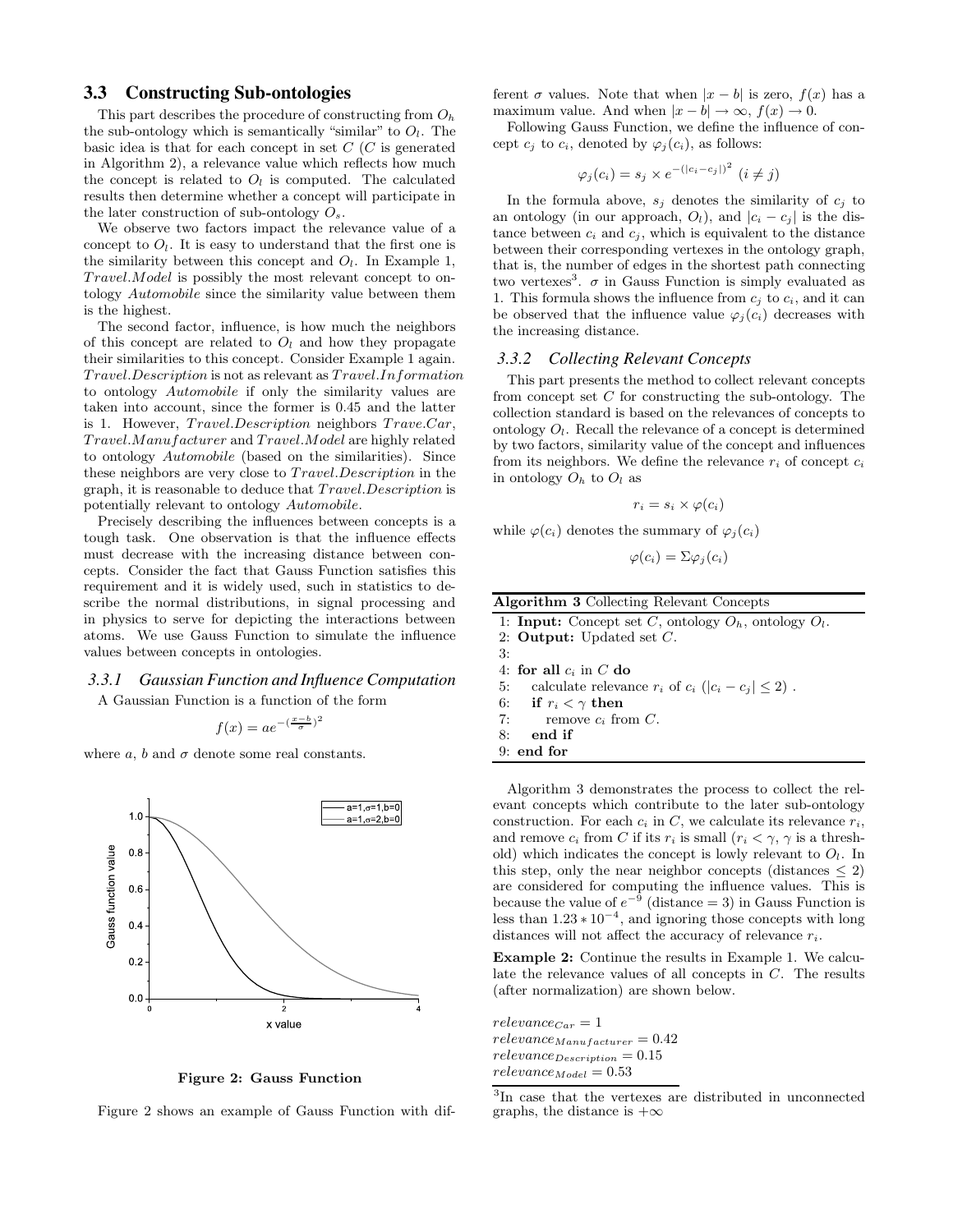## 3.3 Constructing Sub-ontologies

This part describes the procedure of constructing from $O_h$ the sub-ontology which is semantically "similar" to $O_l$. The basic idea is that for each concept in set $C$ ($C$ is generated in Algorithm 2), a relevance value which reflects how much the concept is related to $O_l$ is computed. The calculated results then determine whether a concept will participate in the later construction of sub-ontology $O_s$.

We observe two factors impact the relevance value of a concept to $O_l$. It is easy to understand that the first one is the similarity between this concept and $O_l$. In Example 1, $Travel.Model$ is possibly the most relevant concept to ontology $Automobile$ since the similarity value between them is the highest.

The second factor, influence, is how much the neighbors of this concept are related to $O_l$ and how they propagate their similarities to this concept. Consider Example 1 again. $Travel.Description$ is not as relevant as $Travel.Information$ to ontology $Automobile$ if only the similarity values are taken into account, since the former is 0.45 and the latter is 1. However, $Travel.Description$ neighbors $Trave.Car$, $Travel.Manufacturer$ and $Travel.Model$ are highly related to ontology $Automobile$ (based on the similarities). Since these neighbors are very close to $Travel.Description$ in the graph, it is reasonable to deduce that $Travel.Description$ is potentially relevant to ontology $Automobile$.

Precisely describing the influences between concepts is a tough task. One observation is that the influence effects must decrease with the increasing distance between concepts. Consider the fact that Gauss Function satisfies this requirement and it is widely used, such in statistics to describe the normal distributions, in signal processing and in physics to serve for depicting the interactions between atoms. We use Gauss Function to simulate the influence values between concepts in ontologies.

### 3.3.1 Gaussian Function and Influence Computation

A Gaussian Function is a function of the form

$$f(x) = ae^{-(\frac{x-b}{\sigma})^2}$$

where $a$, $b$ and $\sigma$ denote some real constants.

Figure 2: Gauss Function

Figure 2 shows an example of Gauss Function with different $\sigma$ values. Note that when $|x - b|$ is zero, $f(x)$ has a maximum value. And when $|x - b| \to \infty$, $f(x) \to 0$.

Following Gauss Function, we define the influence of concept $c_j$ to $c_i$, denoted by $\varphi_j(c_i)$, as follows:

$$\varphi_j(c_i) = s_j \times e^{-(|c_i - c_j|)^2} \ (i \neq j)$$

In the formula above, $s_j$ denotes the similarity of $c_j$ to an ontology (in our approach, $O_l$), and $|c_i - c_j|$ is the distance between $c_i$ and $c_j$, which is equivalent to the distance between their corresponding vertexes in the ontology graph, that is, the number of edges in the shortest path connecting two vertexes[3]. $\sigma$ in Gauss Function is simply evaluated as 1. This formula shows the influence from $c_j$ to $c_i$, and it can be observed that the influence value $\varphi_j(c_i)$ decreases with the increasing distance.

### 3.3.2 Collecting Relevant Concepts

This part presents the method to collect relevant concepts from concept set $C$ for constructing the sub-ontology. The collection standard is based on the relevances of concepts to ontology $O_l$. Recall the relevance of a concept is determined by two factors, similarity value of the concept and influences from its neighbors. We define the relevance $r_i$ of concept $c_i$ in ontology $O_h$ to $O_l$ as

$$r_i = s_i \times \varphi(c_i)$$

while $\varphi(c_i)$ denotes the summary of $\varphi_j(c_i)$

$$\varphi(c_i) = \Sigma\varphi_j(c_i)$$

**Algorithm 3** Collecting Relevant Concepts

```
1: Input: Concept set C, ontology O_h, ontology O_l.
2: Output: Updated set C.
3:
4: for all c_i in C do
5:    calculate relevance r_i of c_i (|c_i - c_j| ≤ 2) .
6:    if r_i < γ then
7:       remove c_i from C.
8:    end if
9: end for
```

Algorithm 3 demonstrates the process to collect the relevant concepts which contribute to the later sub-ontology construction. For each $c_i$ in $C$, we calculate its relevance $r_i$, and remove $c_i$ from $C$ if its $r_i$ is small ($r_i < \gamma$, $\gamma$ is a threshold) which indicates the concept is lowly relevant to $O_l$. In this step, only the near neighbor concepts (distances $\leq 2$) are considered for computing the influence values. This is because the value of $e^{-9}$ (distance = 3) in Gauss Function is less than $1.23 * 10^{-4}$, and ignoring those concepts with long distances will not affect the accuracy of relevance $r_i$.

**Example 2:** Continue the results in Example 1. We calculate the relevance values of all concepts in $C$. The results (after normalization) are shown below.

$relevance_{Car} = 1$
$relevance_{Manufacturer} = 0.42$
$relevance_{Description} = 0.15$
$relevance_{Model} = 0.53$

[3]In case that the vertexes are distributed in unconnected graphs, the distance is $+\infty$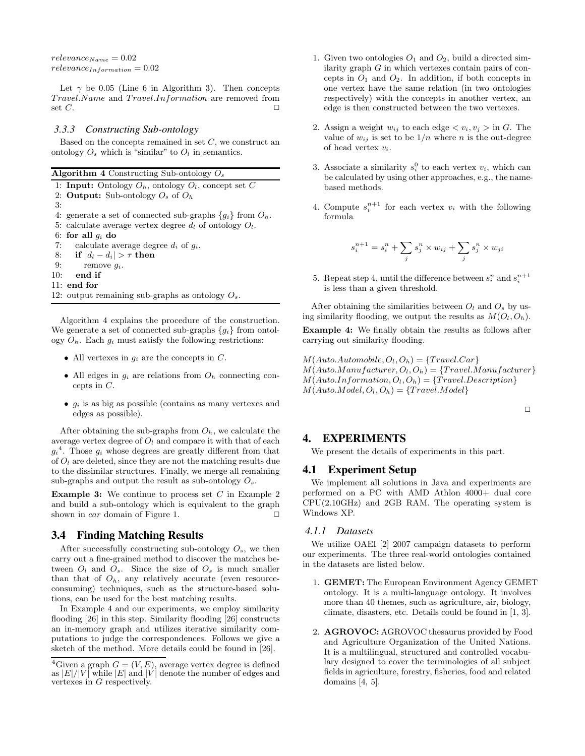$relevance_{Name} = 0.02$
$relevance_{Information} = 0.02$

Let $\gamma$ be 0.05 (Line 6 in Algorithm 3). Then concepts $Travel.Name$ and $Travel.Information$ are removed from set $C$. □

### 3.3.3 Constructing Sub-ontology

Based on the concepts remained in set $C$, we construct an ontology $O_s$ which is "similar" to $O_l$ in semantics.

**Algorithm 4** Constructing Sub-ontology $O_s$

```
1: Input: Ontology O_h, ontology O_l, concept set C
2: Output: Sub-ontology O_s of O_h
3:
4: generate a set of connected sub-graphs {g_i} from O_h.
5: calculate average vertex degree d_l of ontology O_l.
6: for all g_i do
7:    calculate average degree d_i of g_i.
8:    if |d_l − d_i| > τ then
9:       remove g_i.
10:   end if
11: end for
12: output remaining sub-graphs as ontology O_s.
```

Algorithm 4 explains the procedure of the construction. We generate a set of connected sub-graphs $\{g_i\}$ from ontology $O_h$. Each $g_i$ must satisfy the following restrictions:

- All vertexes in $g_i$ are the concepts in $C$.
- All edges in $g_i$ are relations from $O_h$ connecting concepts in $C$.
- $g_i$ is as big as possible (contains as many vertexes and edges as possible).

After obtaining the sub-graphs from $O_h$, we calculate the average vertex degree of $O_l$ and compare it with that of each $g_i$[4]. Those $g_i$ whose degrees are greatly different from that of $O_l$ are deleted, since they are not the matching results due to the dissimilar structures. Finally, we merge all remaining sub-graphs and output the result as sub-ontology $O_s$.

**Example 3:** We continue to process set $C$ in Example 2 and build a sub-ontology which is equivalent to the graph shown in *car* domain of Figure 1. □

## 3.4 Finding Matching Results

After successfully constructing sub-ontology $O_s$, we then carry out a fine-grained method to discover the matches between $O_l$ and $O_s$. Since the size of $O_s$ is much smaller than that of $O_h$, any relatively accurate (even resource-consuming) techniques, such as the structure-based solutions, can be used for the best matching results.

In Example 4 and our experiments, we employ similarity flooding [26] in this step. Similarity flooding [26] constructs an in-memory graph and utilizes iterative similarity computations to judge the correspondences. Follows we give a sketch of the method. More details could be found in [26].

[4]Given a graph $G = (V, E)$, average vertex degree is defined as $|E|/|V|$ while $|E|$ and $|V|$ denote the number of edges and vertexes in $G$ respectively.

1. Given two ontologies $O_1$ and $O_2$, build a directed similarity graph $G$ in which vertexes contain pairs of concepts in $O_1$ and $O_2$. In addition, if both concepts in one vertex have the same relation (in two ontologies respectively) with the concepts in another vertex, an edge is then constructed between the two vertexes.
2. Assign a weight $w_{ij}$ to each edge $< v_i, v_j >$ in $G$. The value of $w_{ij}$ is set to be $1/n$ where $n$ is the out-degree of head vertex $v_i$.
3. Associate a similarity $s_i^0$ to each vertex $v_i$, which can be calculated by using other approaches, e.g., the name-based methods.
4. Compute $s_i^{n+1}$ for each vertex $v_i$ with the following formula
$$s_i^{n+1} = s_i^n + \sum_j s_j^n \times w_{ij} + \sum_j s_j^n \times w_{ji}$$
5. Repeat step 4, until the difference between $s_i^n$ and $s_i^{n+1}$ is less than a given threshold.

After obtaining the similarities between $O_l$ and $O_s$ by using similarity flooding, we output the results as $M(O_l, O_h)$.

**Example 4:** We finally obtain the results as follows after carrying out similarity flooding.

$M(Auto.Automobile, O_l, O_h) = \{Travel.Car\}$
$M(Auto.Manufacturer, O_l, O_h) = \{Travel.Manufacturer\}$
$M(Auto.Information, O_l, O_h) = \{Travel.Description\}$
$M(Auto.Model, O_l, O_h) = \{Travel.Model\}$

□

# 4. EXPERIMENTS

We present the details of experiments in this part.

## 4.1 Experiment Setup

We implement all solutions in Java and experiments are performed on a PC with AMD Athlon 4000+ dual core CPU(2.10GHz) and 2GB RAM. The operating system is Windows XP.

### 4.1.1 Datasets

We utilize OAEI [2] 2007 campaign datasets to perform our experiments. The three real-world ontologies contained in the datasets are listed below.

1. **GEMET:** The European Environment Agency GEMET ontology. It is a multi-language ontology. It involves more than 40 themes, such as agriculture, air, biology, climate, disasters, etc. Details could be found in [1, 3].
2. **AGROVOC:** AGROVOC thesaurus provided by Food and Agriculture Organization of the United Nations. It is a multilingual, structured and controlled vocabulary designed to cover the terminologies of all subject fields in agriculture, forestry, fisheries, food and related domains [4, 5].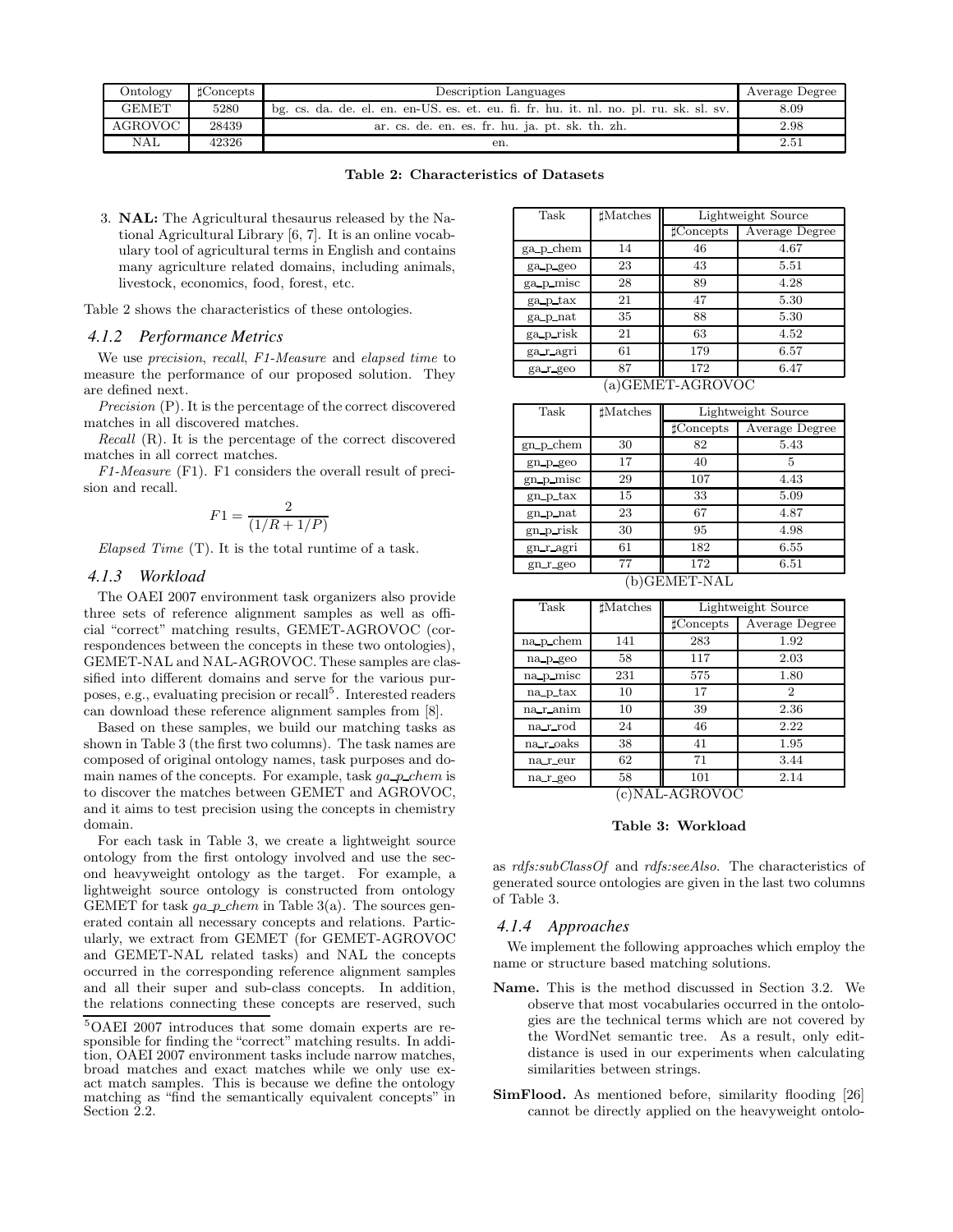| Ontology | ♯Concepts | Description Languages | Average Degree |
|---|---|---|---|
| GEMET | 5280 | bg. cs. da. de. el. en. en-US. es. et. eu. fi. fr. hu. it. nl. no. pl. ru. sk. sl. sv. | 8.09 |
| AGROVOC | 28439 | ar. cs. de. en. es. fr. hu. ja. pt. sk. th. zh. | 2.98 |
| NAL | 42326 | en. | 2.51 |

**Table 2: Characteristics of Datasets**

3. **NAL:** The Agricultural thesaurus released by the National Agricultural Library [6, 7]. It is an online vocabulary tool of agricultural terms in English and contains many agriculture related domains, including animals, livestock, economics, food, forest, etc.

Table 2 shows the characteristics of these ontologies.

### 4.1.2 Performance Metrics

We use *precision*, *recall*, *F1-Measure* and *elapsed time* to measure the performance of our proposed solution. They are defined next.

*Precision* (P). It is the percentage of the correct discovered matches in all discovered matches.

*Recall* (R). It is the percentage of the correct discovered matches in all correct matches.

*F1-Measure* (F1). F1 considers the overall result of precision and recall.

$$F1 = \frac{2}{(1/R + 1/P)}$$

*Elapsed Time* (T). It is the total runtime of a task.

### 4.1.3 Workload

The OAEI 2007 environment task organizers also provide three sets of reference alignment samples as well as official "correct" matching results, GEMET-AGROVOC (correspondences between the concepts in these two ontologies), GEMET-NAL and NAL-AGROVOC. These samples are classified into different domains and serve for the various purposes, e.g., evaluating precision or recall[5]. Interested readers can download these reference alignment samples from [8].

Based on these samples, we build our matching tasks as shown in Table 3 (the first two columns). The task names are composed of original ontology names, task purposes and domain names of the concepts. For example, task *ga_p_chem* is to discover the matches between GEMET and AGROVOC, and it aims to test precision using the concepts in chemistry domain.

For each task in Table 3, we create a lightweight source ontology from the first ontology involved and use the second heavyweight ontology as the target. For example, a lightweight source ontology is constructed from ontology GEMET for task *ga_p_chem* in Table 3(a). The sources generated contain all necessary concepts and relations. Particularly, we extract from GEMET (for GEMET-AGROVOC and GEMET-NAL related tasks) and NAL the concepts occurred in the corresponding reference alignment samples and all their super and sub-class concepts. In addition, the relations connecting these concepts are reserved, such as *rdfs:subClassOf* and *rdfs:seeAlso*. The characteristics of generated source ontologies are given in the last two columns of Table 3.

| Task | ♯Matches | Lightweight Source | |
|---|---|---|---|
| | | ♯Concepts | Average Degree |
| ga_p_chem | 14 | 46 | 4.67 |
| ga_p_geo | 23 | 43 | 5.51 |
| ga_p_misc | 28 | 89 | 4.28 |
| ga_p_tax | 21 | 47 | 5.30 |
| ga_p_nat | 35 | 88 | 5.30 |
| ga_p_risk | 21 | 63 | 4.52 |
| ga_r_agri | 61 | 179 | 6.57 |
| ga_r_geo | 87 | 172 | 6.47 |

(a)GEMET-AGROVOC

| Task | ♯Matches | Lightweight Source | |
|---|---|---|---|
| | | ♯Concepts | Average Degree |
| gn_p_chem | 30 | 82 | 5.43 |
| gn_p_geo | 17 | 40 | 5 |
| gn_p_misc | 29 | 107 | 4.43 |
| gn_p_tax | 15 | 33 | 5.09 |
| gn_p_nat | 23 | 67 | 4.87 |
| gn_p_risk | 30 | 95 | 4.98 |
| gn_r_agri | 61 | 182 | 6.55 |
| gn_r_geo | 77 | 172 | 6.51 |

(b)GEMET-NAL

| Task | ♯Matches | Lightweight Source | |
|---|---|---|---|
| | | ♯Concepts | Average Degree |
| na_p_chem | 141 | 283 | 1.92 |
| na_p_geo | 58 | 117 | 2.03 |
| na_p_misc | 231 | 575 | 1.80 |
| na_p_tax | 10 | 17 | 2 |
| na_r_anim | 10 | 39 | 2.36 |
| na_r_rod | 24 | 46 | 2.22 |
| na_r_oaks | 38 | 41 | 1.95 |
| na_r_eur | 62 | 71 | 3.44 |
| na_r_geo | 58 | 101 | 2.14 |

(c)NAL-AGROVOC

**Table 3: Workload**

### 4.1.4 Approaches

We implement the following approaches which employ the name or structure based matching solutions.

**Name.** This is the method discussed in Section 3.2. We observe that most vocabularies occurred in the ontologies are the technical terms which are not covered by the WordNet semantic tree. As a result, only edit-distance is used in our experiments when calculating similarities between strings.

**SimFlood.** As mentioned before, similarity flooding [26] cannot be directly applied on the heavyweight ontolo-

[5] OAEI 2007 introduces that some domain experts are responsible for finding the "correct" matching results. In addition, OAEI 2007 environment tasks include narrow matches, broad matches and exact matches while we only use exact match samples. This is because we define the ontology matching as "find the semantically equivalent concepts" in Section 2.2.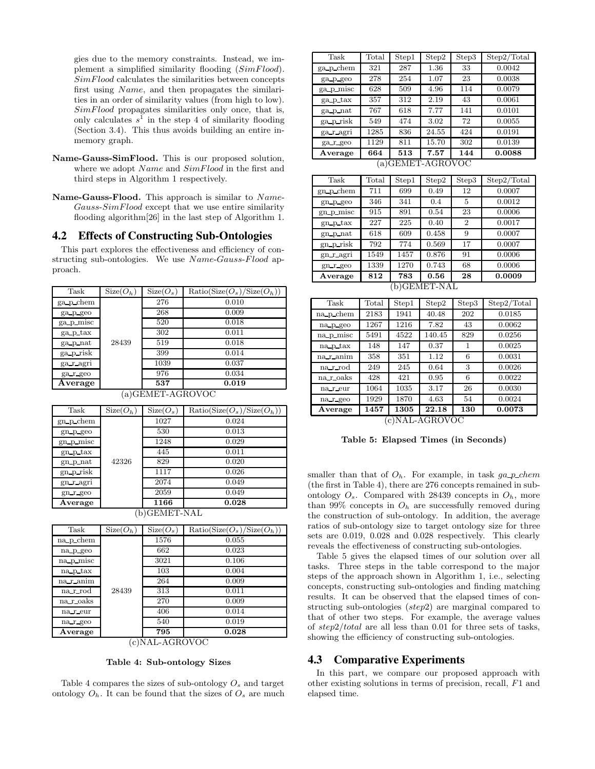gies due to the memory constraints. Instead, we implement a simplified similarity flooding (*SimFlood*). *SimFlood* calculates the similarities between concepts first using *Name*, and then propagates the similarities in an order of similarity values (from high to low). *SimFlood* propagates similarities only once, that is, only calculates $s^1$ in the step 4 of similarity flooding (Section 3.4). This thus avoids building an entire in-memory graph.

**Name-Gauss-SimFlood.** This is our proposed solution, where we adopt *Name* and *SimFlood* in the first and third steps in Algorithm 1 respectively.

**Name-Gauss-Flood.** This approach is similar to *Name-Gauss-SimFlood* except that we use entire similarity flooding algorithm[26] in the last step of Algorithm 1.

## 4.2 Effects of Constructing Sub-Ontologies

This part explores the effectiveness and efficiency of constructing sub-ontologies. We use *Name-Gauss-Flood* approach.

| Task | Size($O_h$) | Size($O_s$) | Ratio(Size($O_s$)/Size($O_h$)) |
|---|---|---|---|
| ga_p_chem | 28439 | 276 | 0.010 |
| ga_p_geo | | 268 | 0.009 |
| ga_p_misc | | 520 | 0.018 |
| ga_p_tax | | 302 | 0.011 |
| ga_p_nat | | 519 | 0.018 |
| ga_p_risk | | 399 | 0.014 |
| ga_r_agri | | 1039 | 0.037 |
| ga_r_geo | | 976 | 0.034 |
| **Average** | | **537** | **0.019** |

(a)GEMET-AGROVOC

| Task | Size($O_h$) | Size($O_s$) | Ratio(Size($O_s$)/Size($O_h$)) |
|---|---|---|---|
| gn_p_chem | 42326 | 1027 | 0.024 |
| gn_p_geo | | 530 | 0.013 |
| gn_p_misc | | 1248 | 0.029 |
| gn_p_tax | | 445 | 0.011 |
| gn_p_nat | | 829 | 0.020 |
| gn_p_risk | | 1117 | 0.026 |
| gn_r_agri | | 2074 | 0.049 |
| gn_r_geo | | 2059 | 0.049 |
| **Average** | | **1166** | **0.028** |

(b)GEMET-NAL

| Task | Size($O_h$) | Size($O_s$) | Ratio(Size($O_s$)/Size($O_h$)) |
|---|---|---|---|
| na_p_chem | 28439 | 1576 | 0.055 |
| na_p_geo | | 662 | 0.023 |
| na_p_misc | | 3021 | 0.106 |
| na_p_tax | | 103 | 0.004 |
| na_r_anim | | 264 | 0.009 |
| na_r_rod | | 313 | 0.011 |
| na_r_oaks | | 270 | 0.009 |
| na_r_eur | | 406 | 0.014 |
| na_r_geo | | 540 | 0.019 |
| **Average** | | **795** | **0.028** |

(c)NAL-AGROVOC

**Table 4: Sub-ontology Sizes**

Table 4 compares the sizes of sub-ontology $O_s$ and target ontology $O_h$. It can be found that the sizes of $O_s$ are much smaller than that of $O_h$. For example, in task *ga_p_chem* (the first in Table 4), there are 276 concepts remained in sub-ontology $O_s$. Compared with 28439 concepts in $O_h$, more than 99% concepts in $O_h$ are successfully removed during the construction of sub-ontology. In addition, the average ratios of sub-ontology size to target ontology size for three sets are 0.019, 0.028 and 0.028 respectively. This clearly reveals the effectiveness of constructing sub-ontologies.

| Task | Total | Step1 | Step2 | Step3 | Step2/Total |
|---|---|---|---|---|---|
| ga_p_chem | 321 | 287 | 1.36 | 33 | 0.0042 |
| ga_p_geo | 278 | 254 | 1.07 | 23 | 0.0038 |
| ga_p_misc | 628 | 509 | 4.96 | 114 | 0.0079 |
| ga_p_tax | 357 | 312 | 2.19 | 43 | 0.0061 |
| ga_p_nat | 767 | 618 | 7.77 | 141 | 0.0101 |
| ga_p_risk | 549 | 474 | 3.02 | 72 | 0.0055 |
| ga_r_agri | 1285 | 836 | 24.55 | 424 | 0.0191 |
| ga_r_geo | 1129 | 811 | 15.70 | 302 | 0.0139 |
| **Average** | **664** | **513** | **7.57** | **144** | **0.0088** |

(a)GEMET-AGROVOC

| Task | Total | Step1 | Step2 | Step3 | Step2/Total |
|---|---|---|---|---|---|
| gn_p_chem | 711 | 699 | 0.49 | 12 | 0.0007 |
| gn_p_geo | 346 | 341 | 0.4 | 5 | 0.0012 |
| gn_p_misc | 915 | 891 | 0.54 | 23 | 0.0006 |
| gn_p_tax | 227 | 225 | 0.40 | 2 | 0.0017 |
| gn_p_nat | 618 | 609 | 0.458 | 9 | 0.0007 |
| gn_p_risk | 792 | 774 | 0.569 | 17 | 0.0007 |
| gn_r_agri | 1549 | 1457 | 0.876 | 91 | 0.0006 |
| gn_r_geo | 1339 | 1270 | 0.743 | 68 | 0.0006 |
| **Average** | **812** | **783** | **0.56** | **28** | **0.0009** |

(b)GEMET-NAL

| Task | Total | Step1 | Step2 | Step3 | Step2/Total |
|---|---|---|---|---|---|
| na_p_chem | 2183 | 1941 | 40.48 | 202 | 0.0185 |
| na_p_geo | 1267 | 1216 | 7.82 | 43 | 0.0062 |
| na_p_misc | 5491 | 4522 | 140.45 | 829 | 0.0256 |
| na_p_tax | 148 | 147 | 0.37 | 1 | 0.0025 |
| na_r_anim | 358 | 351 | 1.12 | 6 | 0.0031 |
| na_r_rod | 249 | 245 | 0.64 | 3 | 0.0026 |
| na_r_oaks | 428 | 421 | 0.95 | 6 | 0.0022 |
| na_r_eur | 1064 | 1035 | 3.17 | 26 | 0.0030 |
| na_r_geo | 1929 | 1870 | 4.63 | 54 | 0.0024 |
| **Average** | **1457** | **1305** | **22.18** | **130** | **0.0073** |

(c)NAL-AGROVOC

**Table 5: Elapsed Times (in Seconds)**

Table 5 gives the elapsed times of our solution over all tasks. Three steps in the table correspond to the major steps of the approach shown in Algorithm 1, i.e., selecting concepts, constructing sub-ontologies and finding matching results. It can be observed that the elapsed times of constructing sub-ontologies (*step*2) are marginal compared to that of other two steps. For example, the average values of *step*2/*total* are all less than 0.01 for three sets of tasks, showing the efficiency of constructing sub-ontologies.

## 4.3 Comparative Experiments

In this part, we compare our proposed approach with other existing solutions in terms of precision, recall, $F1$ and elapsed time.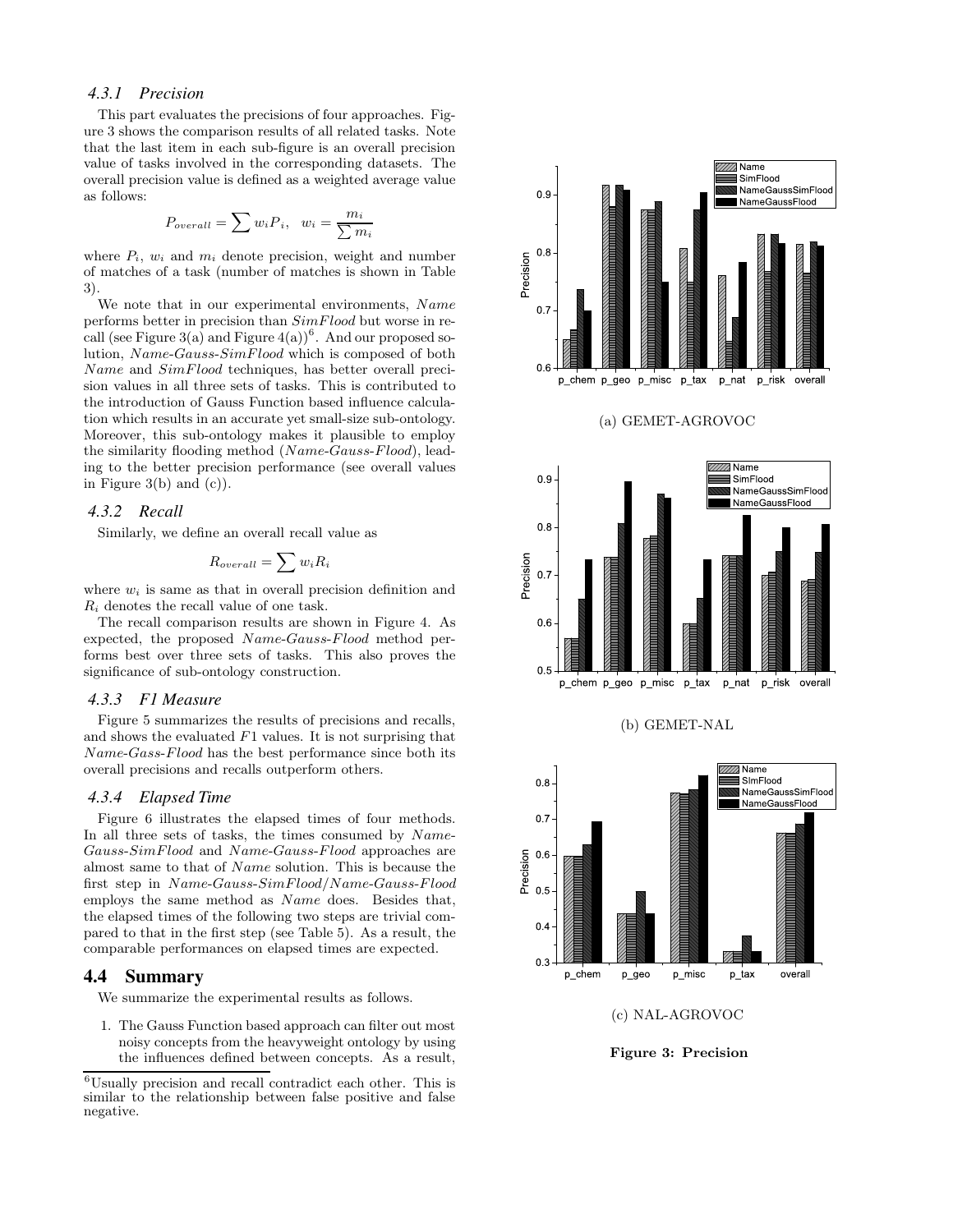### 4.3.1 Precision

This part evaluates the precisions of four approaches. Figure 3 shows the comparison results of all related tasks. Note that the last item in each sub-figure is an overall precision value of tasks involved in the corresponding datasets. The overall precision value is defined as a weighted average value as follows:

$$P_{overall} = \sum w_i P_i, \quad w_i = \frac{m_i}{\sum m_i}$$

where $P_i$, $w_i$ and $m_i$ denote precision, weight and number of matches of a task (number of matches is shown in Table 3).

We note that in our experimental environments, *Name* performs better in precision than *SimFlood* but worse in recall (see Figure 3(a) and Figure 4(a))[6]. And our proposed solution, *Name-Gauss-SimFlood* which is composed of both *Name* and *SimFlood* techniques, has better overall precision values in all three sets of tasks. This is contributed to the introduction of Gauss Function based influence calculation which results in an accurate yet small-size sub-ontology. Moreover, this sub-ontology makes it plausible to employ the similarity flooding method (*Name-Gauss-Flood*), leading to the better precision performance (see overall values in Figure 3(b) and (c)).

### 4.3.2 Recall

Similarly, we define an overall recall value as

$$R_{overall} = \sum w_i R_i$$

where $w_i$ is same as that in overall precision definition and $R_i$ denotes the recall value of one task.

The recall comparison results are shown in Figure 4. As expected, the proposed *Name-Gauss-Flood* method performs best over three sets of tasks. This also proves the significance of sub-ontology construction.

### 4.3.3 F1 Measure

Figure 5 summarizes the results of precisions and recalls, and shows the evaluated $F1$ values. It is not surprising that *Name-Gass-Flood* has the best performance since both its overall precisions and recalls outperform others.

### 4.3.4 Elapsed Time

Figure 6 illustrates the elapsed times of four methods. In all three sets of tasks, the times consumed by *Name-Gauss-SimFlood* and *Name-Gauss-Flood* approaches are almost same to that of *Name* solution. This is because the first step in *Name-Gauss-SimFlood*/*Name-Gauss-Flood* employs the same method as *Name* does. Besides that, the elapsed times of the following two steps are trivial compared to that in the first step (see Table 5). As a result, the comparable performances on elapsed times are expected.

## 4.4 Summary

We summarize the experimental results as follows.

1. The Gauss Function based approach can filter out most noisy concepts from the heavyweight ontology by using the influences defined between concepts. As a result,

[6] Usually precision and recall contradict each other. This is similar to the relationship between false positive and false negative.

(a) GEMET-AGROVOC

(b) GEMET-NAL

(c) NAL-AGROVOC

**Figure 3: Precision**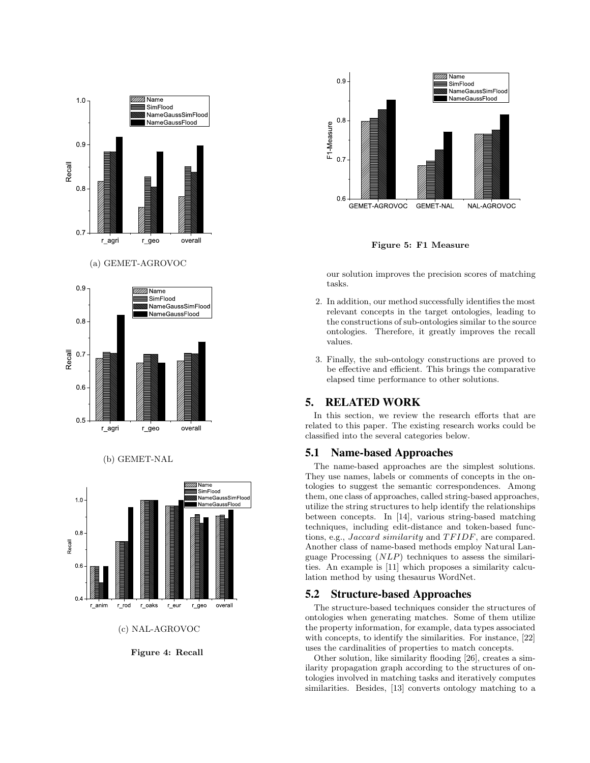(a) GEMET-AGROVOC

(b) GEMET-NAL

(c) NAL-AGROVOC

**Figure 4: Recall**

**Figure 5: F1 Measure**

our solution improves the precision scores of matching tasks.

2. In addition, our method successfully identifies the most relevant concepts in the target ontologies, leading to the constructions of sub-ontologies similar to the source ontologies. Therefore, it greatly improves the recall values.

3. Finally, the sub-ontology constructions are proved to be effective and efficient. This brings the comparative elapsed time performance to other solutions.

## 5. RELATED WORK

In this section, we review the research efforts that are related to this paper. The existing research works could be classified into the several categories below.

### 5.1 Name-based Approaches

The name-based approaches are the simplest solutions. They use names, labels or comments of concepts in the ontologies to suggest the semantic correspondences. Among them, one class of approaches, called string-based approaches, utilize the string structures to help identify the relationships between concepts. In [14], various string-based matching techniques, including edit-distance and token-based functions, e.g., *Jaccard similarity* and $TFIDF$, are compared. Another class of name-based methods employ Natural Language Processing ($NLP$) techniques to assess the similarities. An example is [11] which proposes a similarity calculation method by using thesaurus WordNet.

### 5.2 Structure-based Approaches

The structure-based techniques consider the structures of ontologies when generating matches. Some of them utilize the property information, for example, data types associated with concepts, to identify the similarities. For instance, [22] uses the cardinalities of properties to match concepts.

Other solution, like similarity flooding [26], creates a similarity propagation graph according to the structures of ontologies involved in matching tasks and iteratively computes similarities. Besides, [13] converts ontology matching to a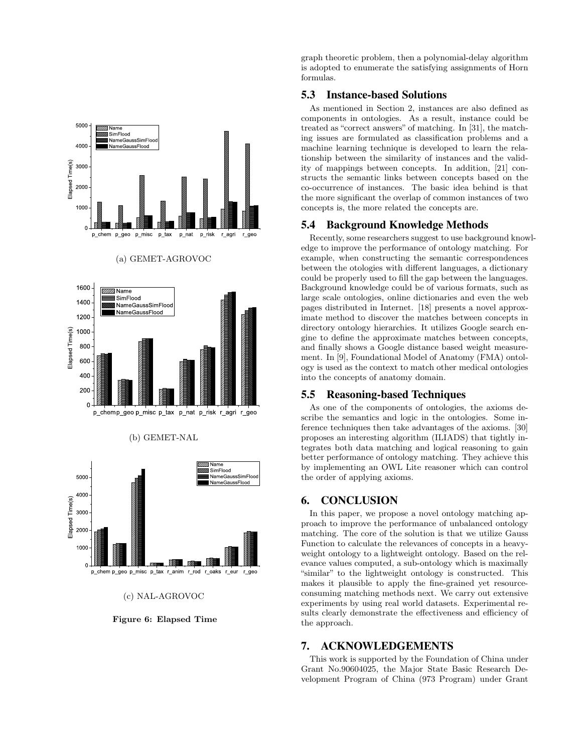(a) GEMET-AGROVOC

(b) GEMET-NAL

(c) NAL-AGROVOC

**Figure 6: Elapsed Time**

graph theoretic problem, then a polynomial-delay algorithm is adopted to enumerate the satisfying assignments of Horn formulas.

## 5.3 Instance-based Solutions

As mentioned in Section 2, instances are also defined as components in ontologies. As a result, instance could be treated as "correct answers" of matching. In [31], the matching issues are formulated as classification problems and a machine learning technique is developed to learn the relationship between the similarity of instances and the validity of mappings between concepts. In addition, [21] constructs the semantic links between concepts based on the co-occurrence of instances. The basic idea behind is that the more significant the overlap of common instances of two concepts is, the more related the concepts are.

## 5.4 Background Knowledge Methods

Recently, some researchers suggest to use background knowledge to improve the performance of ontology matching. For example, when constructing the semantic correspondences between the otologies with different languages, a dictionary could be properly used to fill the gap between the languages. Background knowledge could be of various formats, such as large scale ontologies, online dictionaries and even the web pages distributed in Internet. [18] presents a novel approximate method to discover the matches between concepts in directory ontology hierarchies. It utilizes Google search engine to define the approximate matches between concepts, and finally shows a Google distance based weight measurement. In [9], Foundational Model of Anatomy (FMA) ontology is used as the context to match other medical ontologies into the concepts of anatomy domain.

## 5.5 Reasoning-based Techniques

As one of the components of ontologies, the axioms describe the semantics and logic in the ontologies. Some inference techniques then take advantages of the axioms. [30] proposes an interesting algorithm (ILIADS) that tightly integrates both data matching and logical reasoning to gain better performance of ontology matching. They achieve this by implementing an OWL Lite reasoner which can control the order of applying axioms.

# 6. CONCLUSION

In this paper, we propose a novel ontology matching approach to improve the performance of unbalanced ontology matching. The core of the solution is that we utilize Gauss Function to calculate the relevances of concepts in a heavyweight ontology to a lightweight ontology. Based on the relevance values computed, a sub-ontology which is maximally "similar" to the lightweight ontology is constructed. This makes it plausible to apply the fine-grained yet resource-consuming matching methods next. We carry out extensive experiments by using real world datasets. Experimental results clearly demonstrate the effectiveness and efficiency of the approach.

# 7. ACKNOWLEDGEMENTS

This work is supported by the Foundation of China under Grant No.90604025, the Major State Basic Research Development Program of China (973 Program) under Grant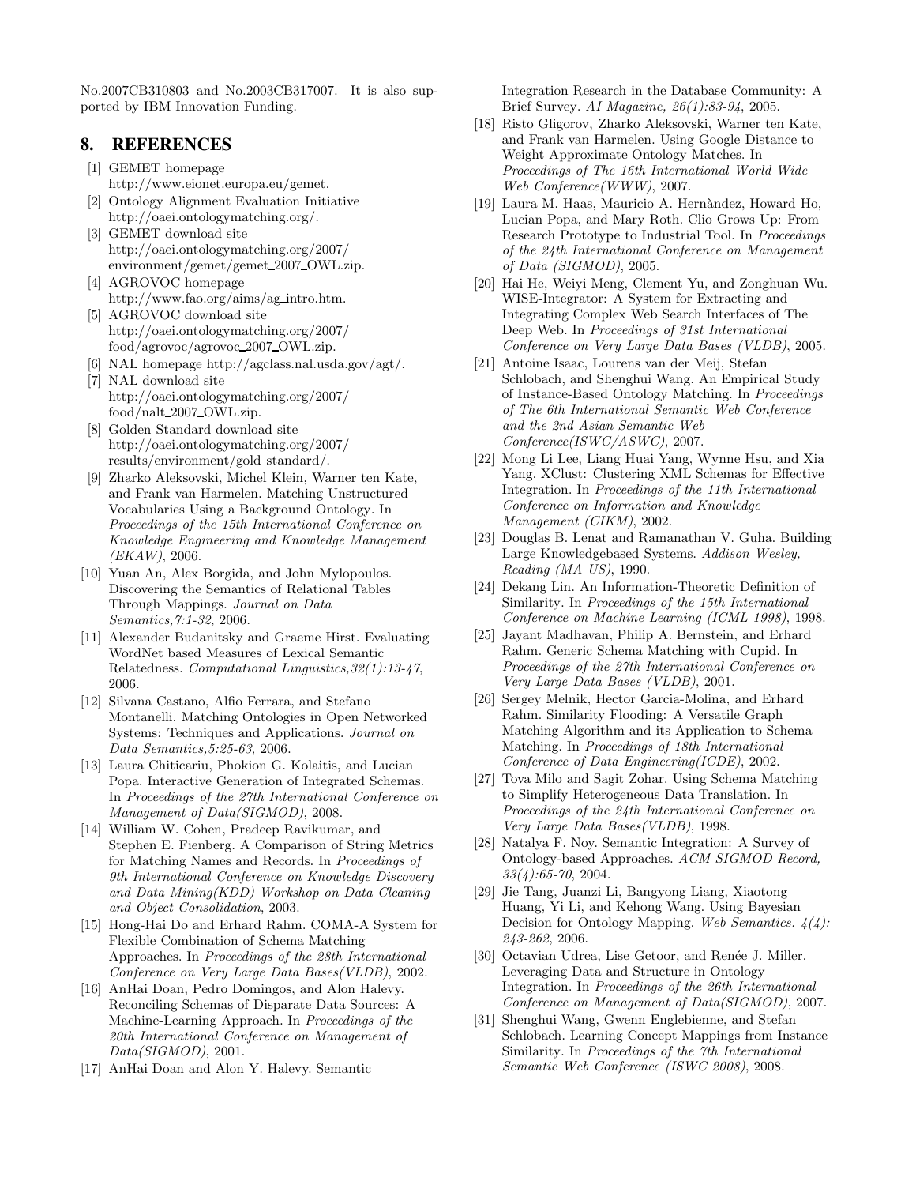No.2007CB310803 and No.2003CB317007. It is also supported by IBM Innovation Funding.

## 8. REFERENCES

[1] GEMET homepage http://www.eionet.europa.eu/gemet.

[2] Ontology Alignment Evaluation Initiative http://oaei.ontologymatching.org/.

[3] GEMET download site http://oaei.ontologymatching.org/2007/environment/gemet/gemet_2007_OWL.zip.

[4] AGROVOC homepage http://www.fao.org/aims/ag_intro.htm.

[5] AGROVOC download site http://oaei.ontologymatching.org/2007/food/agrovoc/agrovoc_2007_OWL.zip.

[6] NAL homepage http://agclass.nal.usda.gov/agt/.

[7] NAL download site http://oaei.ontologymatching.org/2007/food/nalt_2007_OWL.zip.

[8] Golden Standard download site http://oaei.ontologymatching.org/2007/results/environment/gold_standard/.

[9] Zharko Aleksovski, Michel Klein, Warner ten Kate, and Frank van Harmelen. Matching Unstructured Vocabularies Using a Background Ontology. In *Proceedings of the 15th International Conference on Knowledge Engineering and Knowledge Management (EKAW)*, 2006.

[10] Yuan An, Alex Borgida, and John Mylopoulos. Discovering the Semantics of Relational Tables Through Mappings. *Journal on Data Semantics,7:1-32*, 2006.

[11] Alexander Budanitsky and Graeme Hirst. Evaluating WordNet based Measures of Lexical Semantic Relatedness. *Computational Linguistics,32(1):13-47*, 2006.

[12] Silvana Castano, Alfio Ferrara, and Stefano Montanelli. Matching Ontologies in Open Networked Systems: Techniques and Applications. *Journal on Data Semantics,5:25-63*, 2006.

[13] Laura Chiticariu, Phokion G. Kolaitis, and Lucian Popa. Interactive Generation of Integrated Schemas. In *Proceedings of the 27th International Conference on Management of Data(SIGMOD)*, 2008.

[14] William W. Cohen, Pradeep Ravikumar, and Stephen E. Fienberg. A Comparison of String Metrics for Matching Names and Records. In *Proceedings of 9th International Conference on Knowledge Discovery and Data Mining(KDD) Workshop on Data Cleaning and Object Consolidation*, 2003.

[15] Hong-Hai Do and Erhard Rahm. COMA-A System for Flexible Combination of Schema Matching Approaches. In *Proceedings of the 28th International Conference on Very Large Data Bases(VLDB)*, 2002.

[16] AnHai Doan, Pedro Domingos, and Alon Halevy. Reconciling Schemas of Disparate Data Sources: A Machine-Learning Approach. In *Proceedings of the 20th International Conference on Management of Data(SIGMOD)*, 2001.

[17] AnHai Doan and Alon Y. Halevy. Semantic Integration Research in the Database Community: A Brief Survey. *AI Magazine, 26(1):83-94*, 2005.

[18] Risto Gligorov, Zharko Aleksovski, Warner ten Kate, and Frank van Harmelen. Using Google Distance to Weight Approximate Ontology Matches. In *Proceedings of The 16th International World Wide Web Conference(WWW)*, 2007.

[19] Laura M. Haas, Mauricio A. Hernàndez, Howard Ho, Lucian Popa, and Mary Roth. Clio Grows Up: From Research Prototype to Industrial Tool. In *Proceedings of the 24th International Conference on Management of Data (SIGMOD)*, 2005.

[20] Hai He, Weiyi Meng, Clement Yu, and Zonghuan Wu. WISE-Integrator: A System for Extracting and Integrating Complex Web Search Interfaces of The Deep Web. In *Proceedings of 31st International Conference on Very Large Data Bases (VLDB)*, 2005.

[21] Antoine Isaac, Lourens van der Meij, Stefan Schlobach, and Shenghui Wang. An Empirical Study of Instance-Based Ontology Matching. In *Proceedings of The 6th International Semantic Web Conference and the 2nd Asian Semantic Web Conference(ISWC/ASWC)*, 2007.

[22] Mong Li Lee, Liang Huai Yang, Wynne Hsu, and Xia Yang. XClust: Clustering XML Schemas for Effective Integration. In *Proceedings of the 11th International Conference on Information and Knowledge Management (CIKM)*, 2002.

[23] Douglas B. Lenat and Ramanathan V. Guha. Building Large Knowledgebased Systems. *Addison Wesley, Reading (MA US)*, 1990.

[24] Dekang Lin. An Information-Theoretic Definition of Similarity. In *Proceedings of the 15th International Conference on Machine Learning (ICML 1998)*, 1998.

[25] Jayant Madhavan, Philip A. Bernstein, and Erhard Rahm. Generic Schema Matching with Cupid. In *Proceedings of the 27th International Conference on Very Large Data Bases (VLDB)*, 2001.

[26] Sergey Melnik, Hector Garcia-Molina, and Erhard Rahm. Similarity Flooding: A Versatile Graph Matching Algorithm and its Application to Schema Matching. In *Proceedings of 18th International Conference of Data Engineering(ICDE)*, 2002.

[27] Tova Milo and Sagit Zohar. Using Schema Matching to Simplify Heterogeneous Data Translation. In *Proceedings of the 24th International Conference on Very Large Data Bases(VLDB)*, 1998.

[28] Natalya F. Noy. Semantic Integration: A Survey of Ontology-based Approaches. *ACM SIGMOD Record, 33(4):65-70*, 2004.

[29] Jie Tang, Juanzi Li, Bangyong Liang, Xiaotong Huang, Yi Li, and Kehong Wang. Using Bayesian Decision for Ontology Mapping. *Web Semantics. 4(4): 243-262*, 2006.

[30] Octavian Udrea, Lise Getoor, and Renée J. Miller. Leveraging Data and Structure in Ontology Integration. In *Proceedings of the 26th International Conference on Management of Data(SIGMOD)*, 2007.

[31] Shenghui Wang, Gwenn Englebienne, and Stefan Schlobach. Learning Concept Mappings from Instance Similarity. In *Proceedings of the 7th International Semantic Web Conference (ISWC 2008)*, 2008.